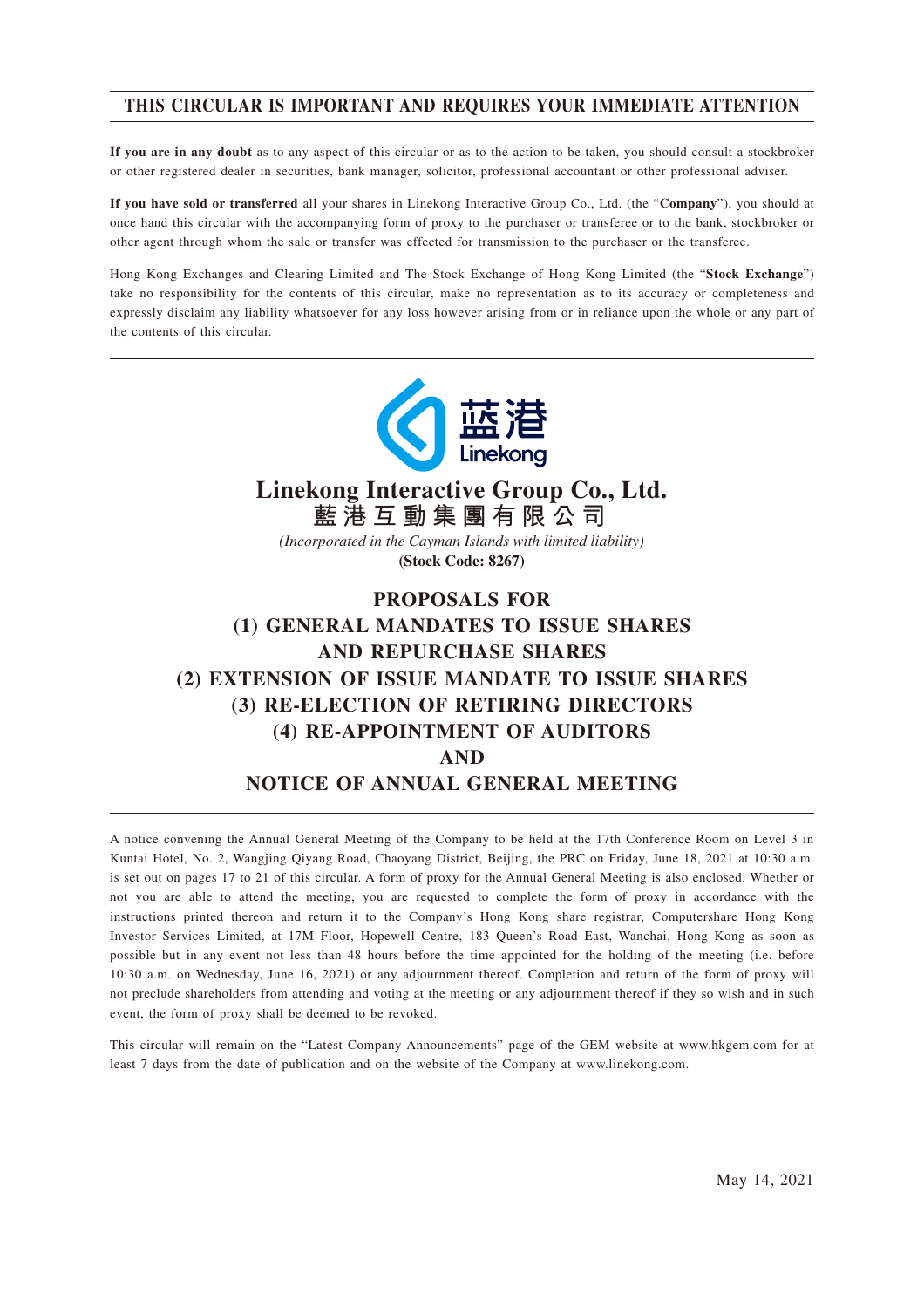**THIS CIRCULAR IS IMPORTANT AND REQUIRES YOUR IMMEDIATE ATTENTION**

**If you are in any doubt** as to any aspect of this circular or as to the action to be taken, you should consult a stockbroker or other registered dealer in securities, bank manager, solicitor, professional accountant or other professional adviser.

**If you have sold or transferred** all your shares in Linekong Interactive Group Co., Ltd. (the "**Company**"), you should at once hand this circular with the accompanying form of proxy to the purchaser or transferee or to the bank, stockbroker or other agent through whom the sale or transfer was effected for transmission to the purchaser or the transferee.

Hong Kong Exchanges and Clearing Limited and The Stock Exchange of Hong Kong Limited (the "**Stock Exchange**") take no responsibility for the contents of this circular, make no representation as to its accuracy or completeness and expressly disclaim any liability whatsoever for any loss however arising from or in reliance upon the whole or any part of the contents of this circular.

蓝港 Linekong

# Linekong Interactive Group Co., Ltd.
# 藍港互動集團有限公司

*(Incorporated in the Cayman Islands with limited liability)*

**(Stock Code: 8267)**

# PROPOSALS FOR
# (1) GENERAL MANDATES TO ISSUE SHARES AND REPURCHASE SHARES
# (2) EXTENSION OF ISSUE MANDATE TO ISSUE SHARES
# (3) RE-ELECTION OF RETIRING DIRECTORS
# (4) RE-APPOINTMENT OF AUDITORS
# AND
# NOTICE OF ANNUAL GENERAL MEETING

A notice convening the Annual General Meeting of the Company to be held at the 17th Conference Room on Level 3 in Kuntai Hotel, No. 2, Wangjing Qiyang Road, Chaoyang District, Beijing, the PRC on Friday, June 18, 2021 at 10:30 a.m. is set out on pages 17 to 21 of this circular. A form of proxy for the Annual General Meeting is also enclosed. Whether or not you are able to attend the meeting, you are requested to complete the form of proxy in accordance with the instructions printed thereon and return it to the Company's Hong Kong share registrar, Computershare Hong Kong Investor Services Limited, at 17M Floor, Hopewell Centre, 183 Queen's Road East, Wanchai, Hong Kong as soon as possible but in any event not less than 48 hours before the time appointed for the holding of the meeting (i.e. before 10:30 a.m. on Wednesday, June 16, 2021) or any adjournment thereof. Completion and return of the form of proxy will not preclude shareholders from attending and voting at the meeting or any adjournment thereof if they so wish and in such event, the form of proxy shall be deemed to be revoked.

This circular will remain on the "Latest Company Announcements" page of the GEM website at www.hkgem.com for at least 7 days from the date of publication and on the website of the Company at www.linekong.com.

May 14, 2021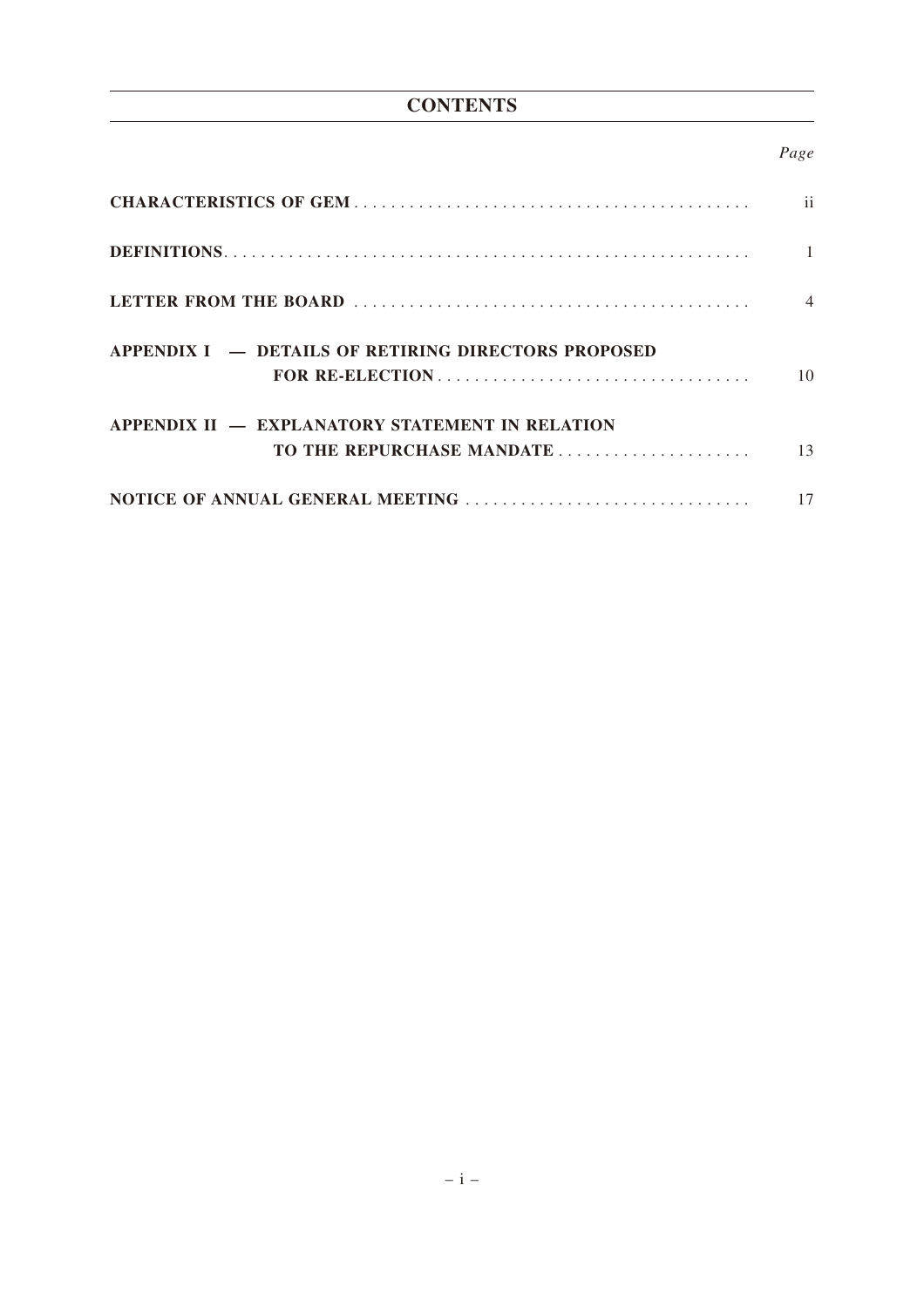# CONTENTS

| | *Page* |
|---|---|
| **CHARACTERISTICS OF GEM** | ii |
| **DEFINITIONS** | 1 |
| **LETTER FROM THE BOARD** | 4 |
| **APPENDIX I — DETAILS OF RETIRING DIRECTORS PROPOSED FOR RE-ELECTION** | 10 |
| **APPENDIX II — EXPLANATORY STATEMENT IN RELATION TO THE REPURCHASE MANDATE** | 13 |
| **NOTICE OF ANNUAL GENERAL MEETING** | 17 |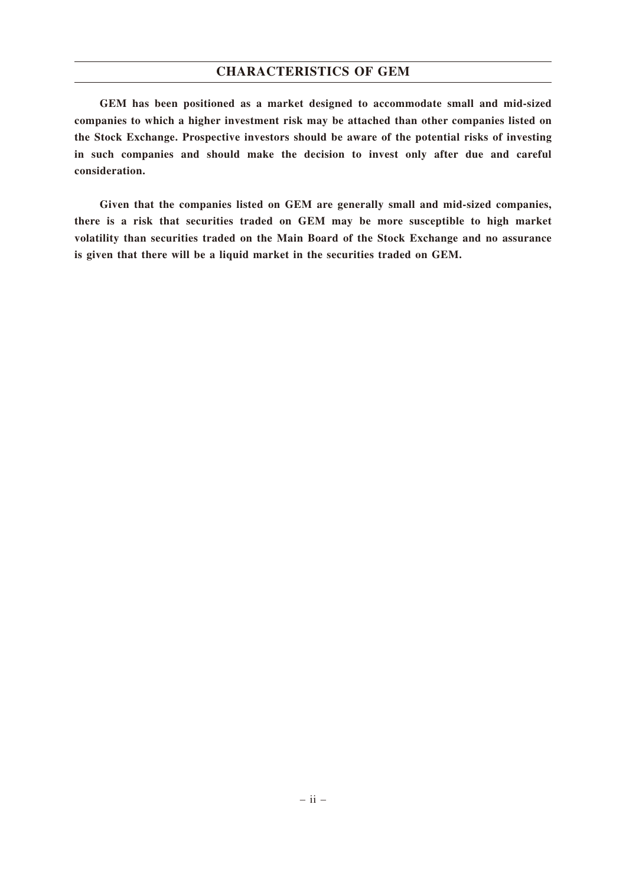# CHARACTERISTICS OF GEM

**GEM has been positioned as a market designed to accommodate small and mid-sized companies to which a higher investment risk may be attached than other companies listed on the Stock Exchange. Prospective investors should be aware of the potential risks of investing in such companies and should make the decision to invest only after due and careful consideration.**

**Given that the companies listed on GEM are generally small and mid-sized companies, there is a risk that securities traded on GEM may be more susceptible to high market volatility than securities traded on the Main Board of the Stock Exchange and no assurance is given that there will be a liquid market in the securities traded on GEM.**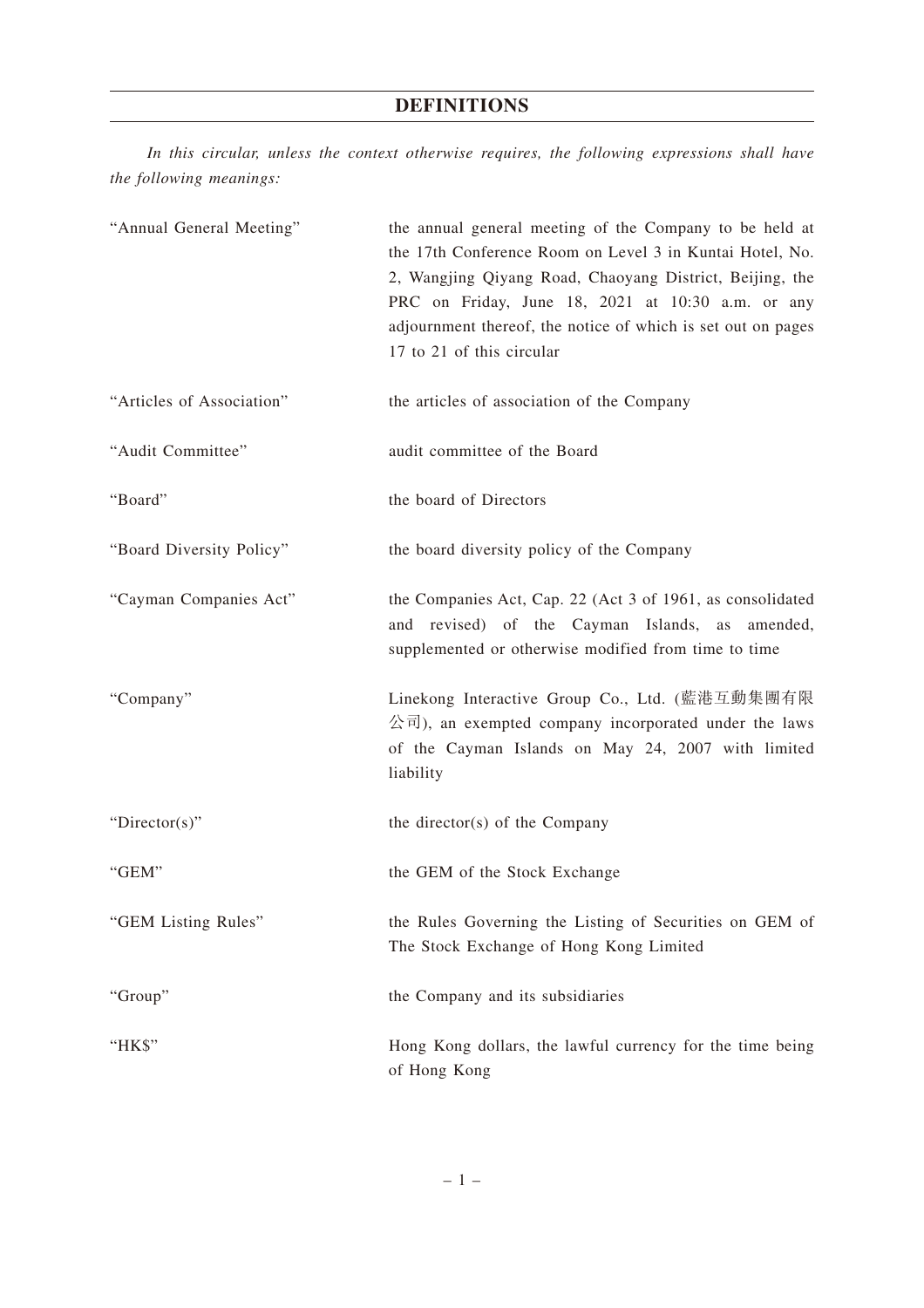# DEFINITIONS

*In this circular, unless the context otherwise requires, the following expressions shall have the following meanings:*

| | |
|---|---|
| "Annual General Meeting" | the annual general meeting of the Company to be held at the 17th Conference Room on Level 3 in Kuntai Hotel, No. 2, Wangjing Qiyang Road, Chaoyang District, Beijing, the PRC on Friday, June 18, 2021 at 10:30 a.m. or any adjournment thereof, the notice of which is set out on pages 17 to 21 of this circular |
| "Articles of Association" | the articles of association of the Company |
| "Audit Committee" | audit committee of the Board |
| "Board" | the board of Directors |
| "Board Diversity Policy" | the board diversity policy of the Company |
| "Cayman Companies Act" | the Companies Act, Cap. 22 (Act 3 of 1961, as consolidated and revised) of the Cayman Islands, as amended, supplemented or otherwise modified from time to time |
| "Company" | Linekong Interactive Group Co., Ltd. (藍港互動集團有限公司), an exempted company incorporated under the laws of the Cayman Islands on May 24, 2007 with limited liability |
| "Director(s)" | the director(s) of the Company |
| "GEM" | the GEM of the Stock Exchange |
| "GEM Listing Rules" | the Rules Governing the Listing of Securities on GEM of The Stock Exchange of Hong Kong Limited |
| "Group" | the Company and its subsidiaries |
| "HK$" | Hong Kong dollars, the lawful currency for the time being of Hong Kong |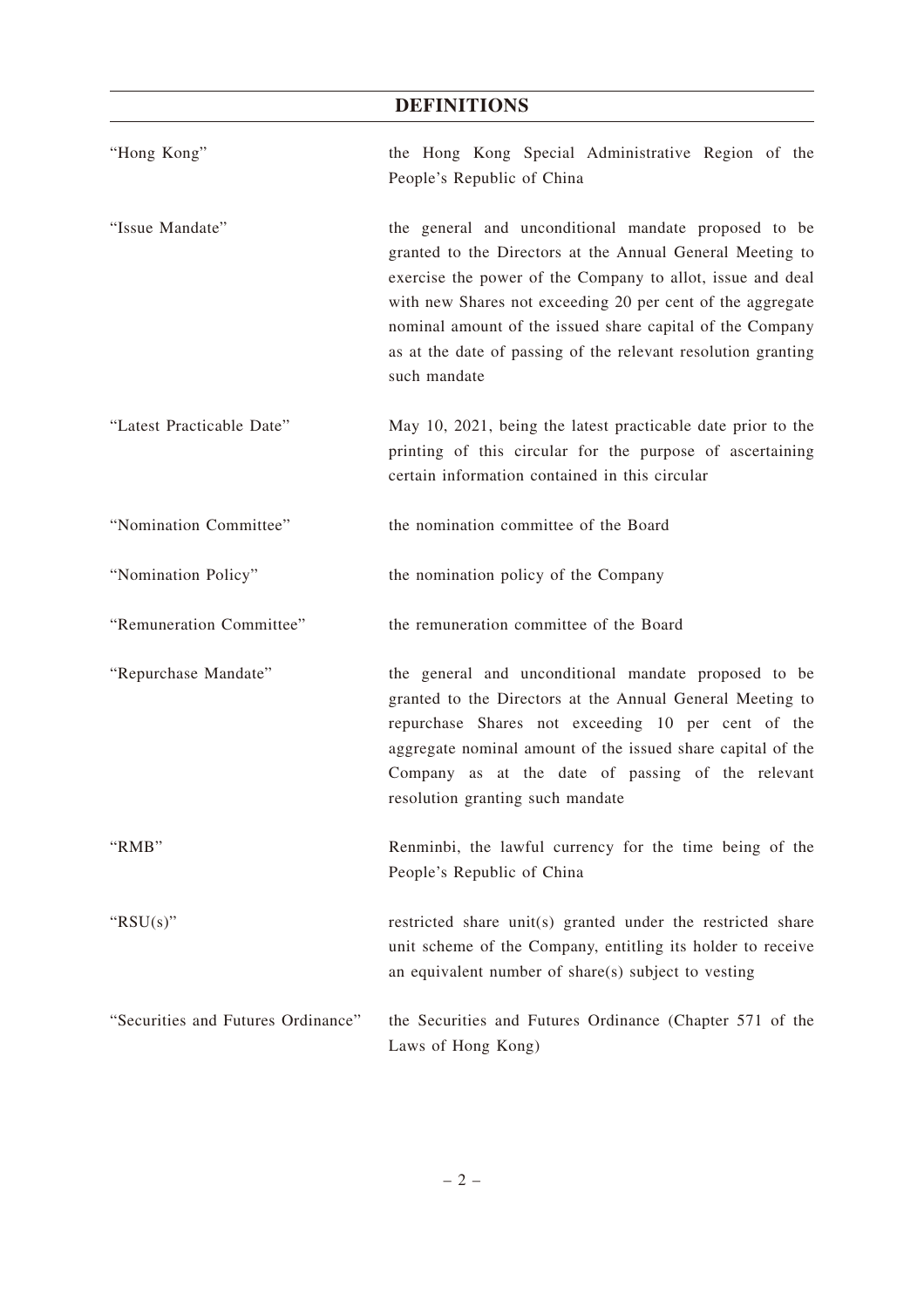## DEFINITIONS

| | |
|---|---|
| "Hong Kong" | the Hong Kong Special Administrative Region of the People's Republic of China |
| "Issue Mandate" | the general and unconditional mandate proposed to be granted to the Directors at the Annual General Meeting to exercise the power of the Company to allot, issue and deal with new Shares not exceeding 20 per cent of the aggregate nominal amount of the issued share capital of the Company as at the date of passing of the relevant resolution granting such mandate |
| "Latest Practicable Date" | May 10, 2021, being the latest practicable date prior to the printing of this circular for the purpose of ascertaining certain information contained in this circular |
| "Nomination Committee" | the nomination committee of the Board |
| "Nomination Policy" | the nomination policy of the Company |
| "Remuneration Committee" | the remuneration committee of the Board |
| "Repurchase Mandate" | the general and unconditional mandate proposed to be granted to the Directors at the Annual General Meeting to repurchase Shares not exceeding 10 per cent of the aggregate nominal amount of the issued share capital of the Company as at the date of passing of the relevant resolution granting such mandate |
| "RMB" | Renminbi, the lawful currency for the time being of the People's Republic of China |
| "RSU(s)" | restricted share unit(s) granted under the restricted share unit scheme of the Company, entitling its holder to receive an equivalent number of share(s) subject to vesting |
| "Securities and Futures Ordinance" | the Securities and Futures Ordinance (Chapter 571 of the Laws of Hong Kong) |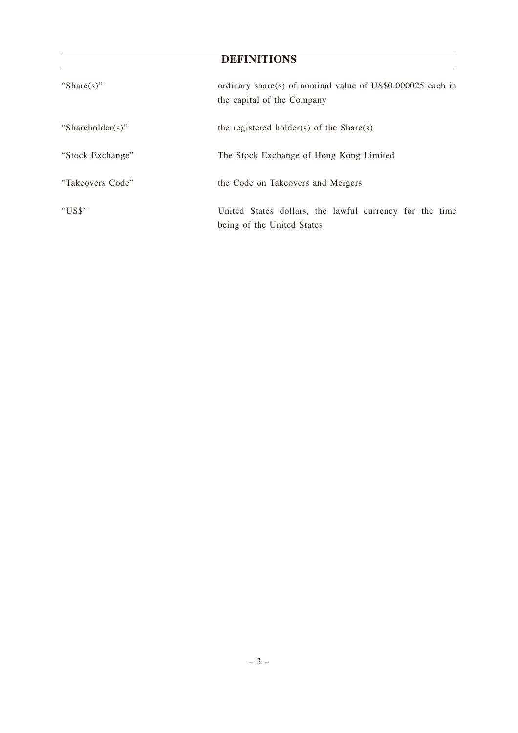# DEFINITIONS

| | |
|---|---|
| "Share(s)" | ordinary share(s) of nominal value of US$0.000025 each in the capital of the Company |
| "Shareholder(s)" | the registered holder(s) of the Share(s) |
| "Stock Exchange" | The Stock Exchange of Hong Kong Limited |
| "Takeovers Code" | the Code on Takeovers and Mergers |
| "US$" | United States dollars, the lawful currency for the time being of the United States |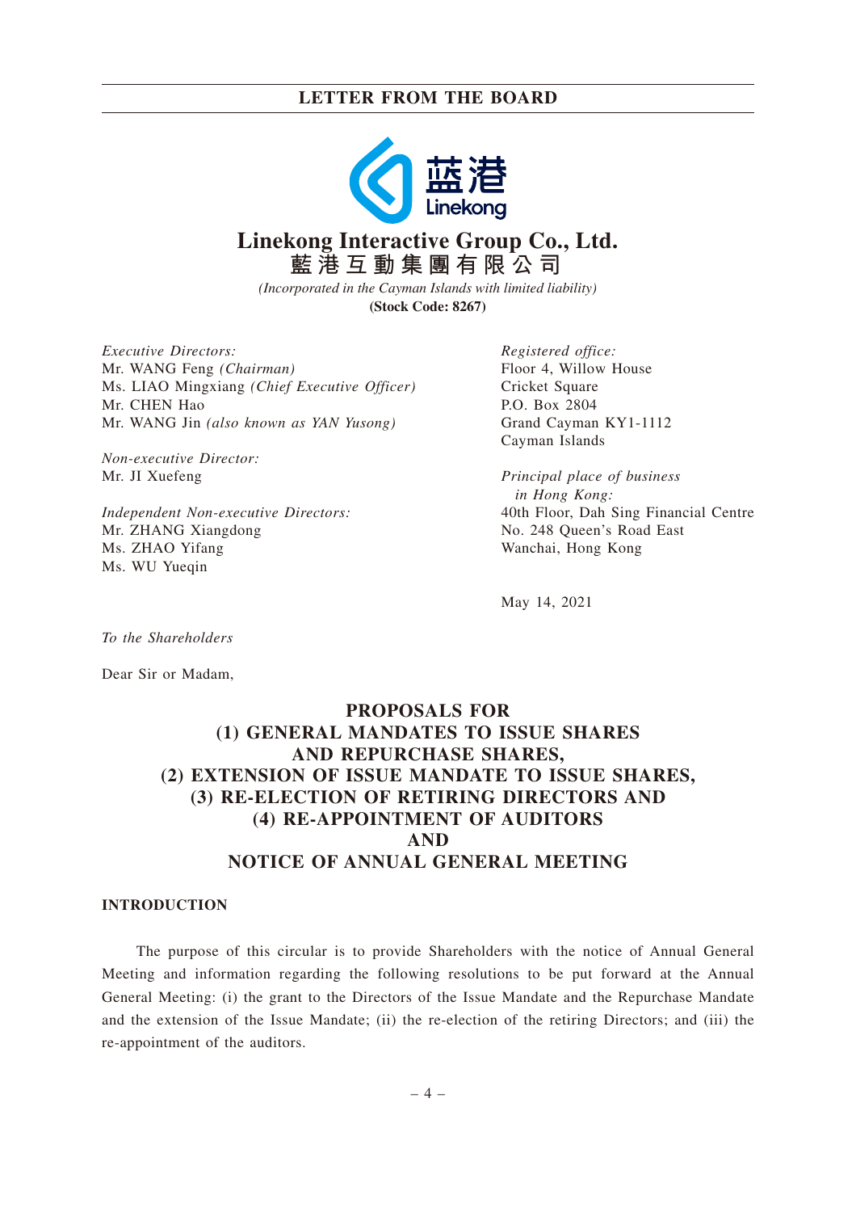# LETTER FROM THE BOARD

**Linekong Interactive Group Co., Ltd.**
**藍港互動集團有限公司**

*(Incorporated in the Cayman Islands with limited liability)*
**(Stock Code: 8267)**

*Executive Directors:*
Mr. WANG Feng *(Chairman)*
Ms. LIAO Mingxiang *(Chief Executive Officer)*
Mr. CHEN Hao
Mr. WANG Jin *(also known as YAN Yusong)*

*Non-executive Director:*
Mr. JI Xuefeng

*Independent Non-executive Directors:*
Mr. ZHANG Xiangdong
Ms. ZHAO Yifang
Ms. WU Yueqin

*Registered office:*
Floor 4, Willow House
Cricket Square
P.O. Box 2804
Grand Cayman KY1-1112
Cayman Islands

*Principal place of business in Hong Kong:*
40th Floor, Dah Sing Financial Centre
No. 248 Queen's Road East
Wanchai, Hong Kong

May 14, 2021

*To the Shareholders*

Dear Sir or Madam,

**PROPOSALS FOR**
**(1) GENERAL MANDATES TO ISSUE SHARES AND REPURCHASE SHARES,**
**(2) EXTENSION OF ISSUE MANDATE TO ISSUE SHARES,**
**(3) RE-ELECTION OF RETIRING DIRECTORS AND**
**(4) RE-APPOINTMENT OF AUDITORS**
**AND**
**NOTICE OF ANNUAL GENERAL MEETING**

## INTRODUCTION

The purpose of this circular is to provide Shareholders with the notice of Annual General Meeting and information regarding the following resolutions to be put forward at the Annual General Meeting: (i) the grant to the Directors of the Issue Mandate and the Repurchase Mandate and the extension of the Issue Mandate; (ii) the re-election of the retiring Directors; and (iii) the re-appointment of the auditors.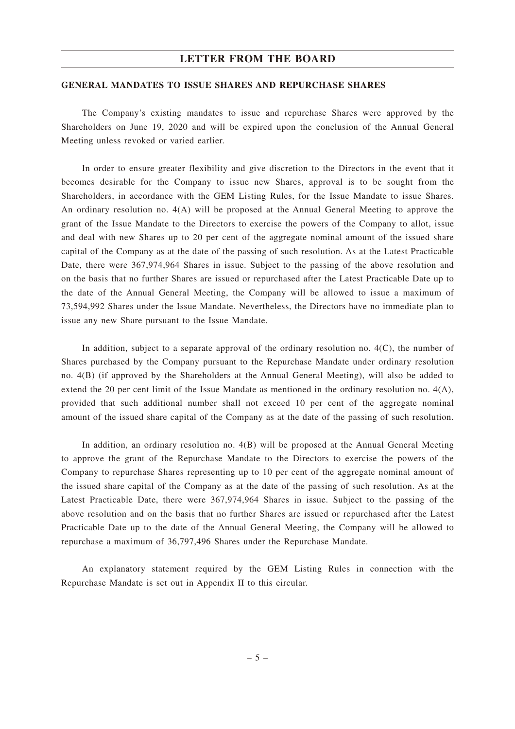## GENERAL MANDATES TO ISSUE SHARES AND REPURCHASE SHARES

The Company's existing mandates to issue and repurchase Shares were approved by the Shareholders on June 19, 2020 and will be expired upon the conclusion of the Annual General Meeting unless revoked or varied earlier.

In order to ensure greater flexibility and give discretion to the Directors in the event that it becomes desirable for the Company to issue new Shares, approval is to be sought from the Shareholders, in accordance with the GEM Listing Rules, for the Issue Mandate to issue Shares. An ordinary resolution no. 4(A) will be proposed at the Annual General Meeting to approve the grant of the Issue Mandate to the Directors to exercise the powers of the Company to allot, issue and deal with new Shares up to 20 per cent of the aggregate nominal amount of the issued share capital of the Company as at the date of the passing of such resolution. As at the Latest Practicable Date, there were 367,974,964 Shares in issue. Subject to the passing of the above resolution and on the basis that no further Shares are issued or repurchased after the Latest Practicable Date up to the date of the Annual General Meeting, the Company will be allowed to issue a maximum of 73,594,992 Shares under the Issue Mandate. Nevertheless, the Directors have no immediate plan to issue any new Share pursuant to the Issue Mandate.

In addition, subject to a separate approval of the ordinary resolution no. 4(C), the number of Shares purchased by the Company pursuant to the Repurchase Mandate under ordinary resolution no. 4(B) (if approved by the Shareholders at the Annual General Meeting), will also be added to extend the 20 per cent limit of the Issue Mandate as mentioned in the ordinary resolution no. 4(A), provided that such additional number shall not exceed 10 per cent of the aggregate nominal amount of the issued share capital of the Company as at the date of the passing of such resolution.

In addition, an ordinary resolution no. 4(B) will be proposed at the Annual General Meeting to approve the grant of the Repurchase Mandate to the Directors to exercise the powers of the Company to repurchase Shares representing up to 10 per cent of the aggregate nominal amount of the issued share capital of the Company as at the date of the passing of such resolution. As at the Latest Practicable Date, there were 367,974,964 Shares in issue. Subject to the passing of the above resolution and on the basis that no further Shares are issued or repurchased after the Latest Practicable Date up to the date of the Annual General Meeting, the Company will be allowed to repurchase a maximum of 36,797,496 Shares under the Repurchase Mandate.

An explanatory statement required by the GEM Listing Rules in connection with the Repurchase Mandate is set out in Appendix II to this circular.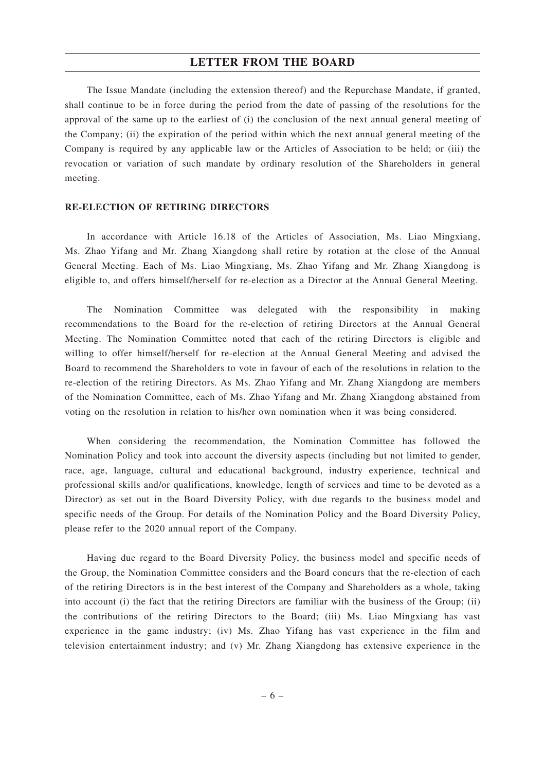The Issue Mandate (including the extension thereof) and the Repurchase Mandate, if granted, shall continue to be in force during the period from the date of passing of the resolutions for the approval of the same up to the earliest of (i) the conclusion of the next annual general meeting of the Company; (ii) the expiration of the period within which the next annual general meeting of the Company is required by any applicable law or the Articles of Association to be held; or (iii) the revocation or variation of such mandate by ordinary resolution of the Shareholders in general meeting.

## RE-ELECTION OF RETIRING DIRECTORS

In accordance with Article 16.18 of the Articles of Association, Ms. Liao Mingxiang, Ms. Zhao Yifang and Mr. Zhang Xiangdong shall retire by rotation at the close of the Annual General Meeting. Each of Ms. Liao Mingxiang, Ms. Zhao Yifang and Mr. Zhang Xiangdong is eligible to, and offers himself/herself for re-election as a Director at the Annual General Meeting.

The Nomination Committee was delegated with the responsibility in making recommendations to the Board for the re-election of retiring Directors at the Annual General Meeting. The Nomination Committee noted that each of the retiring Directors is eligible and willing to offer himself/herself for re-election at the Annual General Meeting and advised the Board to recommend the Shareholders to vote in favour of each of the resolutions in relation to the re-election of the retiring Directors. As Ms. Zhao Yifang and Mr. Zhang Xiangdong are members of the Nomination Committee, each of Ms. Zhao Yifang and Mr. Zhang Xiangdong abstained from voting on the resolution in relation to his/her own nomination when it was being considered.

When considering the recommendation, the Nomination Committee has followed the Nomination Policy and took into account the diversity aspects (including but not limited to gender, race, age, language, cultural and educational background, industry experience, technical and professional skills and/or qualifications, knowledge, length of services and time to be devoted as a Director) as set out in the Board Diversity Policy, with due regards to the business model and specific needs of the Group. For details of the Nomination Policy and the Board Diversity Policy, please refer to the 2020 annual report of the Company.

Having due regard to the Board Diversity Policy, the business model and specific needs of the Group, the Nomination Committee considers and the Board concurs that the re-election of each of the retiring Directors is in the best interest of the Company and Shareholders as a whole, taking into account (i) the fact that the retiring Directors are familiar with the business of the Group; (ii) the contributions of the retiring Directors to the Board; (iii) Ms. Liao Mingxiang has vast experience in the game industry; (iv) Ms. Zhao Yifang has vast experience in the film and television entertainment industry; and (v) Mr. Zhang Xiangdong has extensive experience in the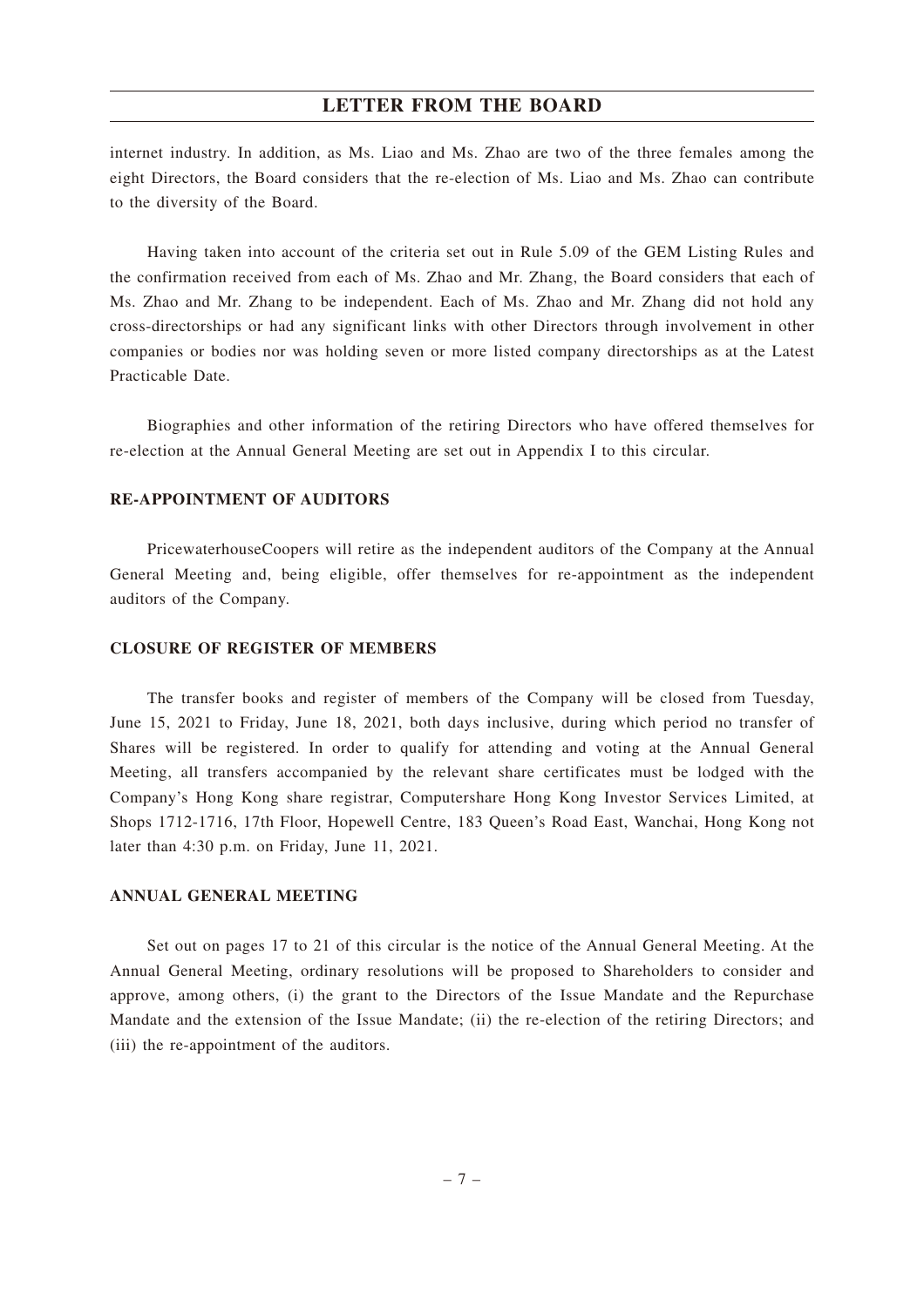internet industry. In addition, as Ms. Liao and Ms. Zhao are two of the three females among the eight Directors, the Board considers that the re-election of Ms. Liao and Ms. Zhao can contribute to the diversity of the Board.

Having taken into account of the criteria set out in Rule 5.09 of the GEM Listing Rules and the confirmation received from each of Ms. Zhao and Mr. Zhang, the Board considers that each of Ms. Zhao and Mr. Zhang to be independent. Each of Ms. Zhao and Mr. Zhang did not hold any cross-directorships or had any significant links with other Directors through involvement in other companies or bodies nor was holding seven or more listed company directorships as at the Latest Practicable Date.

Biographies and other information of the retiring Directors who have offered themselves for re-election at the Annual General Meeting are set out in Appendix I to this circular.

## RE-APPOINTMENT OF AUDITORS

PricewaterhouseCoopers will retire as the independent auditors of the Company at the Annual General Meeting and, being eligible, offer themselves for re-appointment as the independent auditors of the Company.

## CLOSURE OF REGISTER OF MEMBERS

The transfer books and register of members of the Company will be closed from Tuesday, June 15, 2021 to Friday, June 18, 2021, both days inclusive, during which period no transfer of Shares will be registered. In order to qualify for attending and voting at the Annual General Meeting, all transfers accompanied by the relevant share certificates must be lodged with the Company's Hong Kong share registrar, Computershare Hong Kong Investor Services Limited, at Shops 1712-1716, 17th Floor, Hopewell Centre, 183 Queen's Road East, Wanchai, Hong Kong not later than 4:30 p.m. on Friday, June 11, 2021.

## ANNUAL GENERAL MEETING

Set out on pages 17 to 21 of this circular is the notice of the Annual General Meeting. At the Annual General Meeting, ordinary resolutions will be proposed to Shareholders to consider and approve, among others, (i) the grant to the Directors of the Issue Mandate and the Repurchase Mandate and the extension of the Issue Mandate; (ii) the re-election of the retiring Directors; and (iii) the re-appointment of the auditors.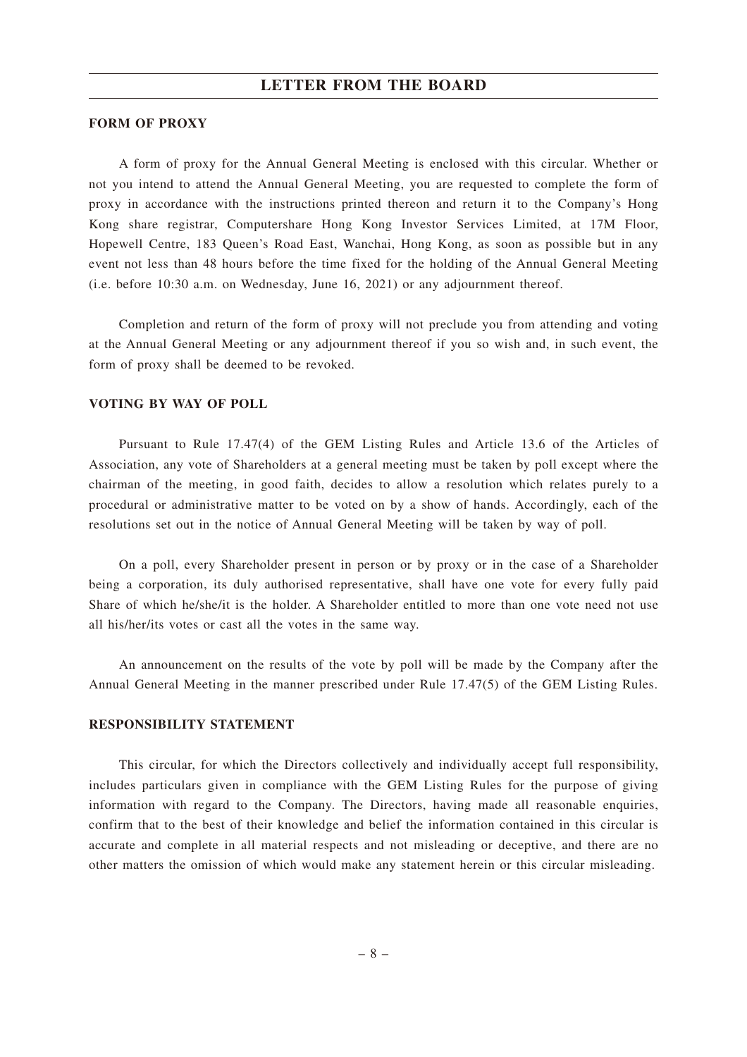## FORM OF PROXY

A form of proxy for the Annual General Meeting is enclosed with this circular. Whether or not you intend to attend the Annual General Meeting, you are requested to complete the form of proxy in accordance with the instructions printed thereon and return it to the Company's Hong Kong share registrar, Computershare Hong Kong Investor Services Limited, at 17M Floor, Hopewell Centre, 183 Queen's Road East, Wanchai, Hong Kong, as soon as possible but in any event not less than 48 hours before the time fixed for the holding of the Annual General Meeting (i.e. before 10:30 a.m. on Wednesday, June 16, 2021) or any adjournment thereof.

Completion and return of the form of proxy will not preclude you from attending and voting at the Annual General Meeting or any adjournment thereof if you so wish and, in such event, the form of proxy shall be deemed to be revoked.

## VOTING BY WAY OF POLL

Pursuant to Rule 17.47(4) of the GEM Listing Rules and Article 13.6 of the Articles of Association, any vote of Shareholders at a general meeting must be taken by poll except where the chairman of the meeting, in good faith, decides to allow a resolution which relates purely to a procedural or administrative matter to be voted on by a show of hands. Accordingly, each of the resolutions set out in the notice of Annual General Meeting will be taken by way of poll.

On a poll, every Shareholder present in person or by proxy or in the case of a Shareholder being a corporation, its duly authorised representative, shall have one vote for every fully paid Share of which he/she/it is the holder. A Shareholder entitled to more than one vote need not use all his/her/its votes or cast all the votes in the same way.

An announcement on the results of the vote by poll will be made by the Company after the Annual General Meeting in the manner prescribed under Rule 17.47(5) of the GEM Listing Rules.

## RESPONSIBILITY STATEMENT

This circular, for which the Directors collectively and individually accept full responsibility, includes particulars given in compliance with the GEM Listing Rules for the purpose of giving information with regard to the Company. The Directors, having made all reasonable enquiries, confirm that to the best of their knowledge and belief the information contained in this circular is accurate and complete in all material respects and not misleading or deceptive, and there are no other matters the omission of which would make any statement herein or this circular misleading.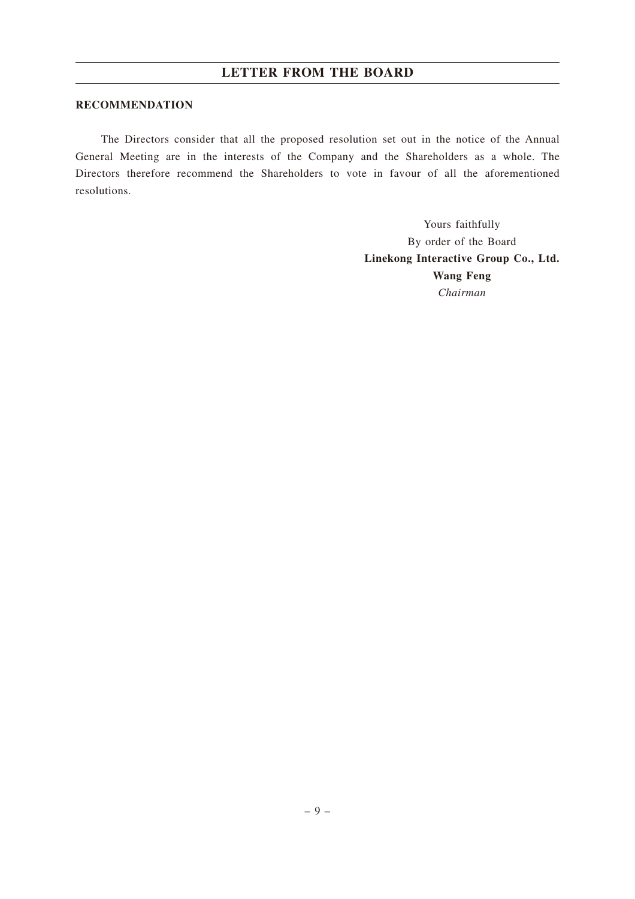**RECOMMENDATION**

The Directors consider that all the proposed resolution set out in the notice of the Annual General Meeting are in the interests of the Company and the Shareholders as a whole. The Directors therefore recommend the Shareholders to vote in favour of all the aforementioned resolutions.

Yours faithfully
By order of the Board
**Linekong Interactive Group Co., Ltd.**
**Wang Feng**
*Chairman*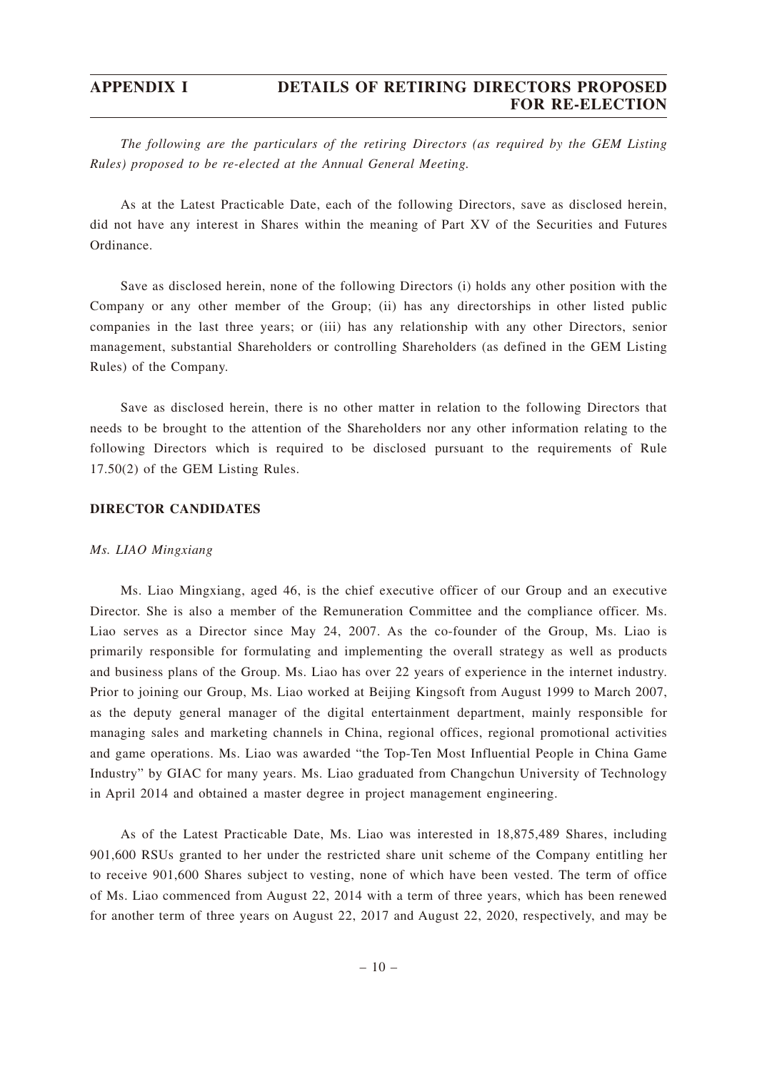*The following are the particulars of the retiring Directors (as required by the GEM Listing Rules) proposed to be re-elected at the Annual General Meeting.*

As at the Latest Practicable Date, each of the following Directors, save as disclosed herein, did not have any interest in Shares within the meaning of Part XV of the Securities and Futures Ordinance.

Save as disclosed herein, none of the following Directors (i) holds any other position with the Company or any other member of the Group; (ii) has any directorships in other listed public companies in the last three years; or (iii) has any relationship with any other Directors, senior management, substantial Shareholders or controlling Shareholders (as defined in the GEM Listing Rules) of the Company.

Save as disclosed herein, there is no other matter in relation to the following Directors that needs to be brought to the attention of the Shareholders nor any other information relating to the following Directors which is required to be disclosed pursuant to the requirements of Rule 17.50(2) of the GEM Listing Rules.

## DIRECTOR CANDIDATES

### *Ms. LIAO Mingxiang*

Ms. Liao Mingxiang, aged 46, is the chief executive officer of our Group and an executive Director. She is also a member of the Remuneration Committee and the compliance officer. Ms. Liao serves as a Director since May 24, 2007. As the co-founder of the Group, Ms. Liao is primarily responsible for formulating and implementing the overall strategy as well as products and business plans of the Group. Ms. Liao has over 22 years of experience in the internet industry. Prior to joining our Group, Ms. Liao worked at Beijing Kingsoft from August 1999 to March 2007, as the deputy general manager of the digital entertainment department, mainly responsible for managing sales and marketing channels in China, regional offices, regional promotional activities and game operations. Ms. Liao was awarded "the Top-Ten Most Influential People in China Game Industry" by GIAC for many years. Ms. Liao graduated from Changchun University of Technology in April 2014 and obtained a master degree in project management engineering.

As of the Latest Practicable Date, Ms. Liao was interested in 18,875,489 Shares, including 901,600 RSUs granted to her under the restricted share unit scheme of the Company entitling her to receive 901,600 Shares subject to vesting, none of which have been vested. The term of office of Ms. Liao commenced from August 22, 2014 with a term of three years, which has been renewed for another term of three years on August 22, 2017 and August 22, 2020, respectively, and may be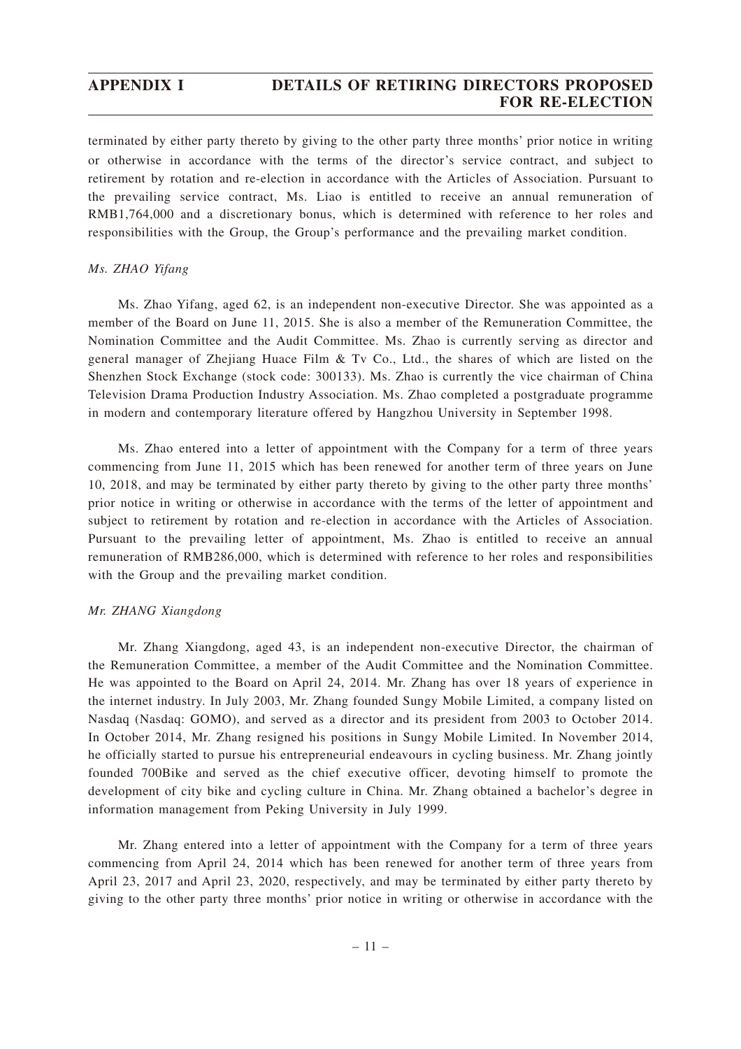terminated by either party thereto by giving to the other party three months' prior notice in writing or otherwise in accordance with the terms of the director's service contract, and subject to retirement by rotation and re-election in accordance with the Articles of Association. Pursuant to the prevailing service contract, Ms. Liao is entitled to receive an annual remuneration of RMB1,764,000 and a discretionary bonus, which is determined with reference to her roles and responsibilities with the Group, the Group's performance and the prevailing market condition.

*Ms. ZHAO Yifang*

Ms. Zhao Yifang, aged 62, is an independent non-executive Director. She was appointed as a member of the Board on June 11, 2015. She is also a member of the Remuneration Committee, the Nomination Committee and the Audit Committee. Ms. Zhao is currently serving as director and general manager of Zhejiang Huace Film & Tv Co., Ltd., the shares of which are listed on the Shenzhen Stock Exchange (stock code: 300133). Ms. Zhao is currently the vice chairman of China Television Drama Production Industry Association. Ms. Zhao completed a postgraduate programme in modern and contemporary literature offered by Hangzhou University in September 1998.

Ms. Zhao entered into a letter of appointment with the Company for a term of three years commencing from June 11, 2015 which has been renewed for another term of three years on June 10, 2018, and may be terminated by either party thereto by giving to the other party three months' prior notice in writing or otherwise in accordance with the terms of the letter of appointment and subject to retirement by rotation and re-election in accordance with the Articles of Association. Pursuant to the prevailing letter of appointment, Ms. Zhao is entitled to receive an annual remuneration of RMB286,000, which is determined with reference to her roles and responsibilities with the Group and the prevailing market condition.

*Mr. ZHANG Xiangdong*

Mr. Zhang Xiangdong, aged 43, is an independent non-executive Director, the chairman of the Remuneration Committee, a member of the Audit Committee and the Nomination Committee. He was appointed to the Board on April 24, 2014. Mr. Zhang has over 18 years of experience in the internet industry. In July 2003, Mr. Zhang founded Sungy Mobile Limited, a company listed on Nasdaq (Nasdaq: GOMO), and served as a director and its president from 2003 to October 2014. In October 2014, Mr. Zhang resigned his positions in Sungy Mobile Limited. In November 2014, he officially started to pursue his entrepreneurial endeavours in cycling business. Mr. Zhang jointly founded 700Bike and served as the chief executive officer, devoting himself to promote the development of city bike and cycling culture in China. Mr. Zhang obtained a bachelor's degree in information management from Peking University in July 1999.

Mr. Zhang entered into a letter of appointment with the Company for a term of three years commencing from April 24, 2014 which has been renewed for another term of three years from April 23, 2017 and April 23, 2020, respectively, and may be terminated by either party thereto by giving to the other party three months' prior notice in writing or otherwise in accordance with the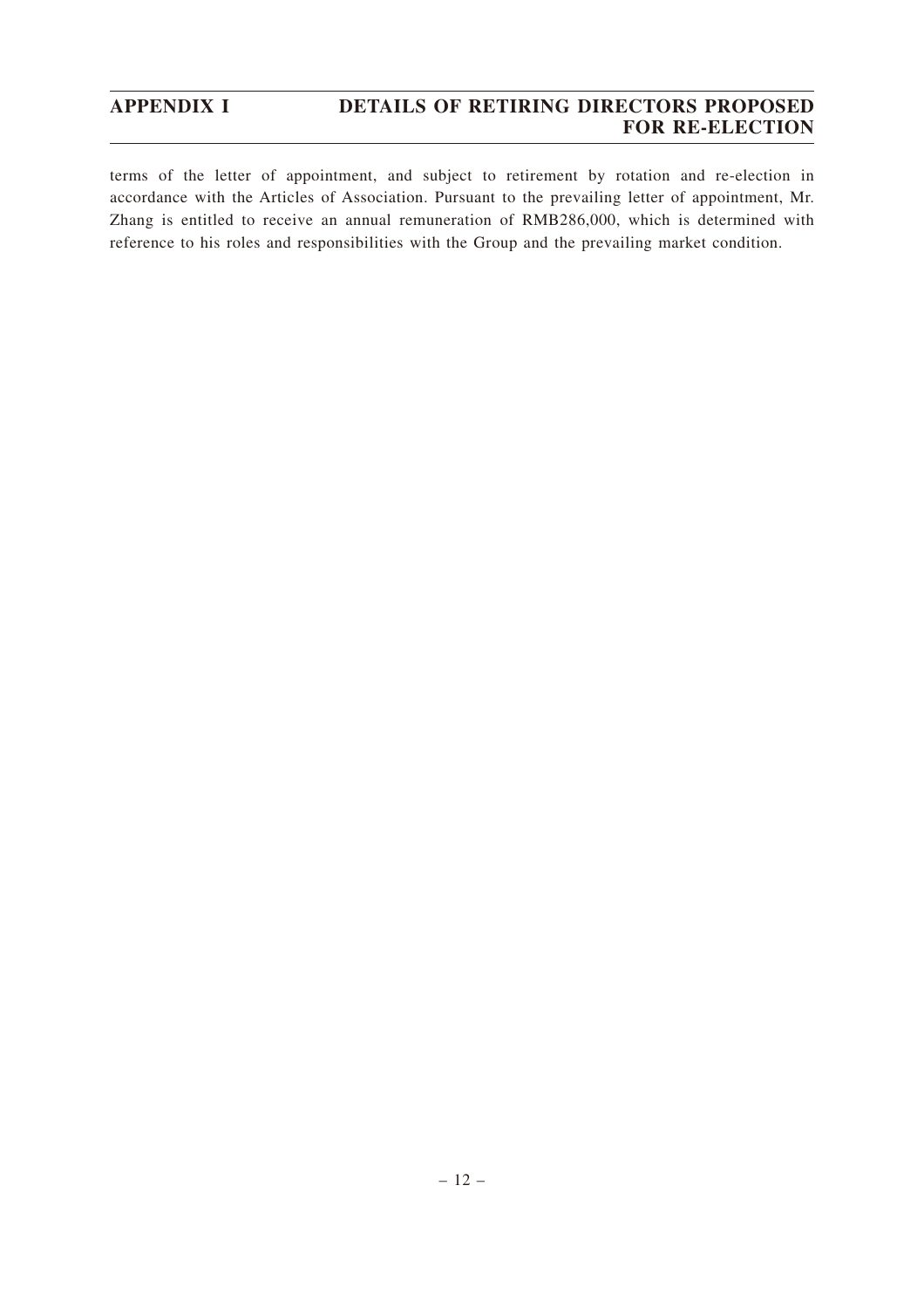terms of the letter of appointment, and subject to retirement by rotation and re-election in accordance with the Articles of Association. Pursuant to the prevailing letter of appointment, Mr. Zhang is entitled to receive an annual remuneration of RMB286,000, which is determined with reference to his roles and responsibilities with the Group and the prevailing market condition.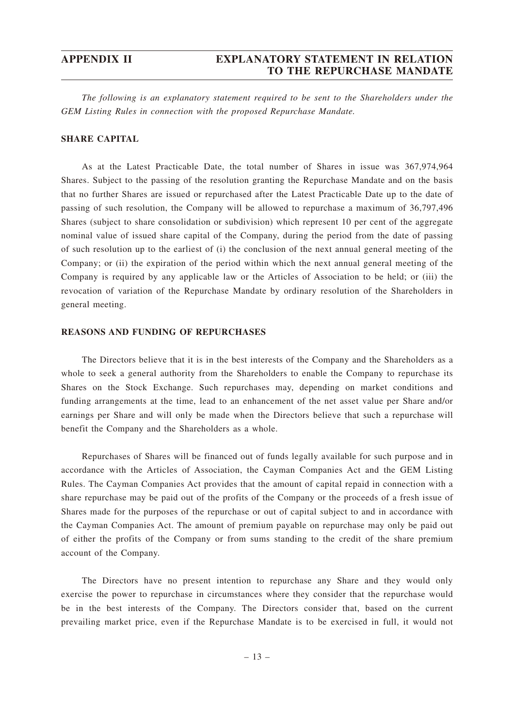# APPENDIX II — EXPLANATORY STATEMENT IN RELATION TO THE REPURCHASE MANDATE

*The following is an explanatory statement required to be sent to the Shareholders under the GEM Listing Rules in connection with the proposed Repurchase Mandate.*

## SHARE CAPITAL

As at the Latest Practicable Date, the total number of Shares in issue was 367,974,964 Shares. Subject to the passing of the resolution granting the Repurchase Mandate and on the basis that no further Shares are issued or repurchased after the Latest Practicable Date up to the date of passing of such resolution, the Company will be allowed to repurchase a maximum of 36,797,496 Shares (subject to share consolidation or subdivision) which represent 10 per cent of the aggregate nominal value of issued share capital of the Company, during the period from the date of passing of such resolution up to the earliest of (i) the conclusion of the next annual general meeting of the Company; or (ii) the expiration of the period within which the next annual general meeting of the Company is required by any applicable law or the Articles of Association to be held; or (iii) the revocation of variation of the Repurchase Mandate by ordinary resolution of the Shareholders in general meeting.

## REASONS AND FUNDING OF REPURCHASES

The Directors believe that it is in the best interests of the Company and the Shareholders as a whole to seek a general authority from the Shareholders to enable the Company to repurchase its Shares on the Stock Exchange. Such repurchases may, depending on market conditions and funding arrangements at the time, lead to an enhancement of the net asset value per Share and/or earnings per Share and will only be made when the Directors believe that such a repurchase will benefit the Company and the Shareholders as a whole.

Repurchases of Shares will be financed out of funds legally available for such purpose and in accordance with the Articles of Association, the Cayman Companies Act and the GEM Listing Rules. The Cayman Companies Act provides that the amount of capital repaid in connection with a share repurchase may be paid out of the profits of the Company or the proceeds of a fresh issue of Shares made for the purposes of the repurchase or out of capital subject to and in accordance with the Cayman Companies Act. The amount of premium payable on repurchase may only be paid out of either the profits of the Company or from sums standing to the credit of the share premium account of the Company.

The Directors have no present intention to repurchase any Share and they would only exercise the power to repurchase in circumstances where they consider that the repurchase would be in the best interests of the Company. The Directors consider that, based on the current prevailing market price, even if the Repurchase Mandate is to be exercised in full, it would not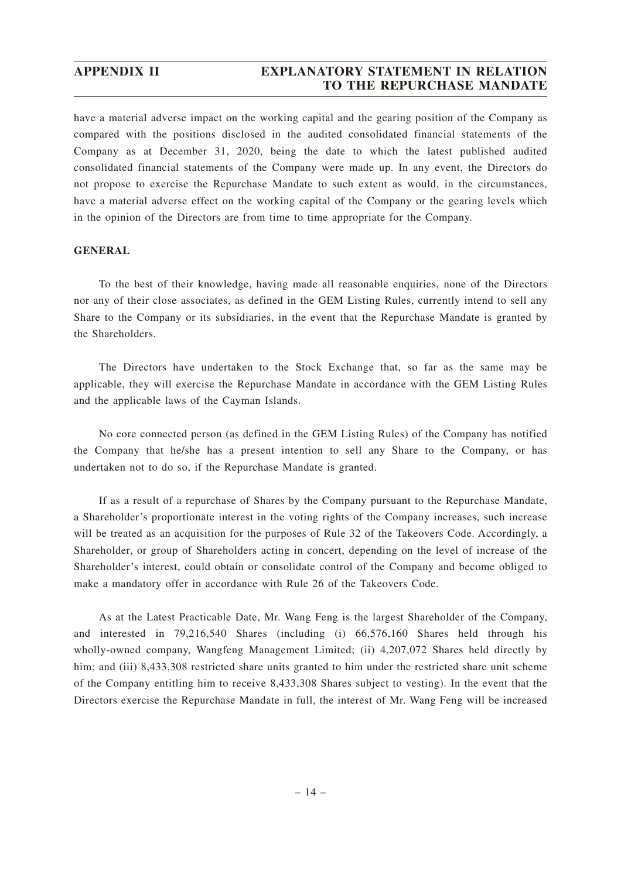have a material adverse impact on the working capital and the gearing position of the Company as compared with the positions disclosed in the audited consolidated financial statements of the Company as at December 31, 2020, being the date to which the latest published audited consolidated financial statements of the Company were made up. In any event, the Directors do not propose to exercise the Repurchase Mandate to such extent as would, in the circumstances, have a material adverse effect on the working capital of the Company or the gearing levels which in the opinion of the Directors are from time to time appropriate for the Company.

**GENERAL**

To the best of their knowledge, having made all reasonable enquiries, none of the Directors nor any of their close associates, as defined in the GEM Listing Rules, currently intend to sell any Share to the Company or its subsidiaries, in the event that the Repurchase Mandate is granted by the Shareholders.

The Directors have undertaken to the Stock Exchange that, so far as the same may be applicable, they will exercise the Repurchase Mandate in accordance with the GEM Listing Rules and the applicable laws of the Cayman Islands.

No core connected person (as defined in the GEM Listing Rules) of the Company has notified the Company that he/she has a present intention to sell any Share to the Company, or has undertaken not to do so, if the Repurchase Mandate is granted.

If as a result of a repurchase of Shares by the Company pursuant to the Repurchase Mandate, a Shareholder's proportionate interest in the voting rights of the Company increases, such increase will be treated as an acquisition for the purposes of Rule 32 of the Takeovers Code. Accordingly, a Shareholder, or group of Shareholders acting in concert, depending on the level of increase of the Shareholder's interest, could obtain or consolidate control of the Company and become obliged to make a mandatory offer in accordance with Rule 26 of the Takeovers Code.

As at the Latest Practicable Date, Mr. Wang Feng is the largest Shareholder of the Company, and interested in 79,216,540 Shares (including (i) 66,576,160 Shares held through his wholly-owned company, Wangfeng Management Limited; (ii) 4,207,072 Shares held directly by him; and (iii) 8,433,308 restricted share units granted to him under the restricted share unit scheme of the Company entitling him to receive 8,433,308 Shares subject to vesting). In the event that the Directors exercise the Repurchase Mandate in full, the interest of Mr. Wang Feng will be increased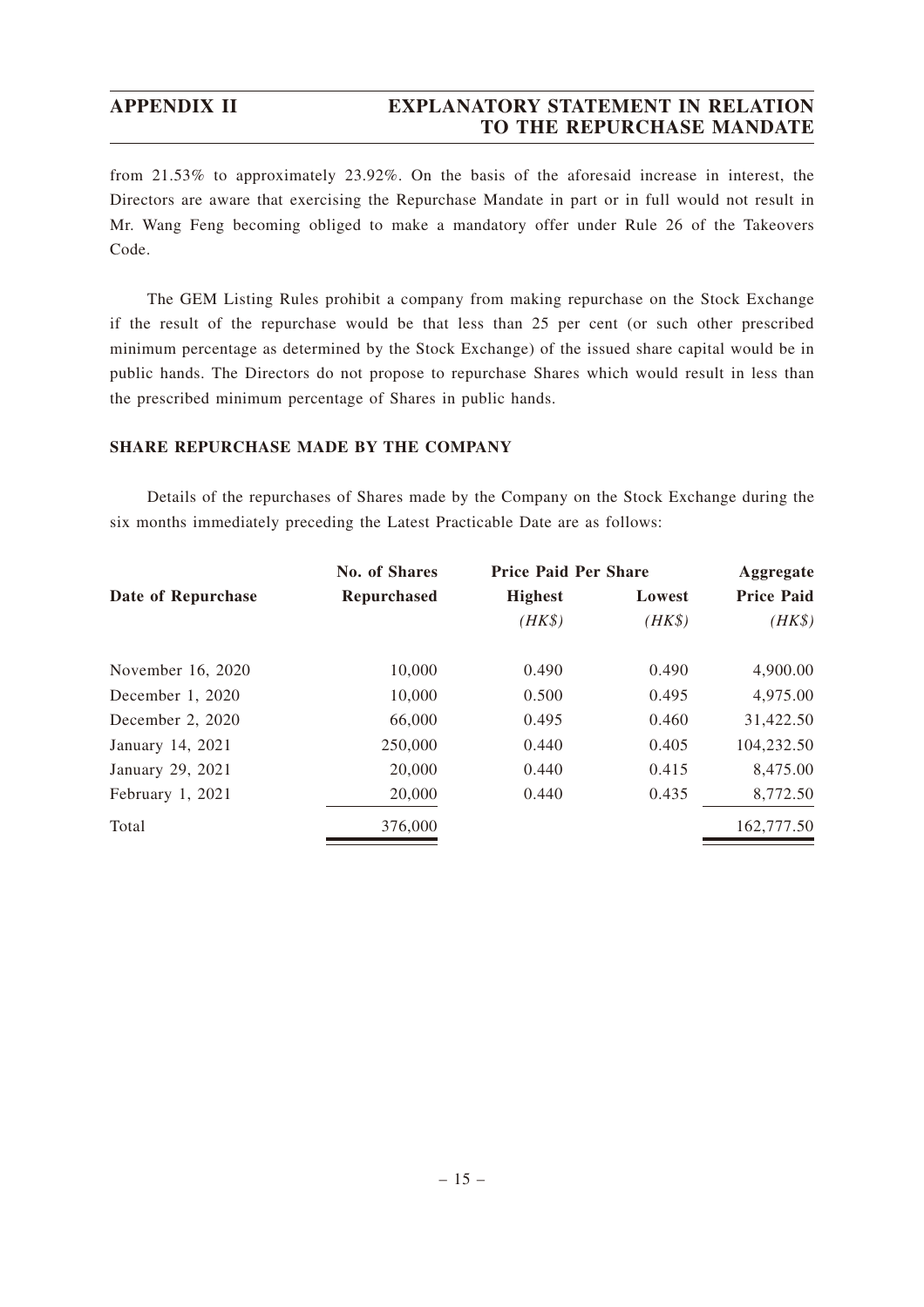from 21.53% to approximately 23.92%. On the basis of the aforesaid increase in interest, the Directors are aware that exercising the Repurchase Mandate in part or in full would not result in Mr. Wang Feng becoming obliged to make a mandatory offer under Rule 26 of the Takeovers Code.

The GEM Listing Rules prohibit a company from making repurchase on the Stock Exchange if the result of the repurchase would be that less than 25 per cent (or such other prescribed minimum percentage as determined by the Stock Exchange) of the issued share capital would be in public hands. The Directors do not propose to repurchase Shares which would result in less than the prescribed minimum percentage of Shares in public hands.

## SHARE REPURCHASE MADE BY THE COMPANY

Details of the repurchases of Shares made by the Company on the Stock Exchange during the six months immediately preceding the Latest Practicable Date are as follows:

| Date of Repurchase | No. of Shares Repurchased | Price Paid Per Share | | Aggregate Price Paid |
|---|---|---|---|---|
| | | Highest *(HK$)* | Lowest *(HK$)* | *(HK$)* |
| November 16, 2020 | 10,000 | 0.490 | 0.490 | 4,900.00 |
| December 1, 2020 | 10,000 | 0.500 | 0.495 | 4,975.00 |
| December 2, 2020 | 66,000 | 0.495 | 0.460 | 31,422.50 |
| January 14, 2021 | 250,000 | 0.440 | 0.405 | 104,232.50 |
| January 29, 2021 | 20,000 | 0.440 | 0.415 | 8,475.00 |
| February 1, 2021 | 20,000 | 0.440 | 0.435 | 8,772.50 |
| Total | 376,000 | | | 162,777.50 |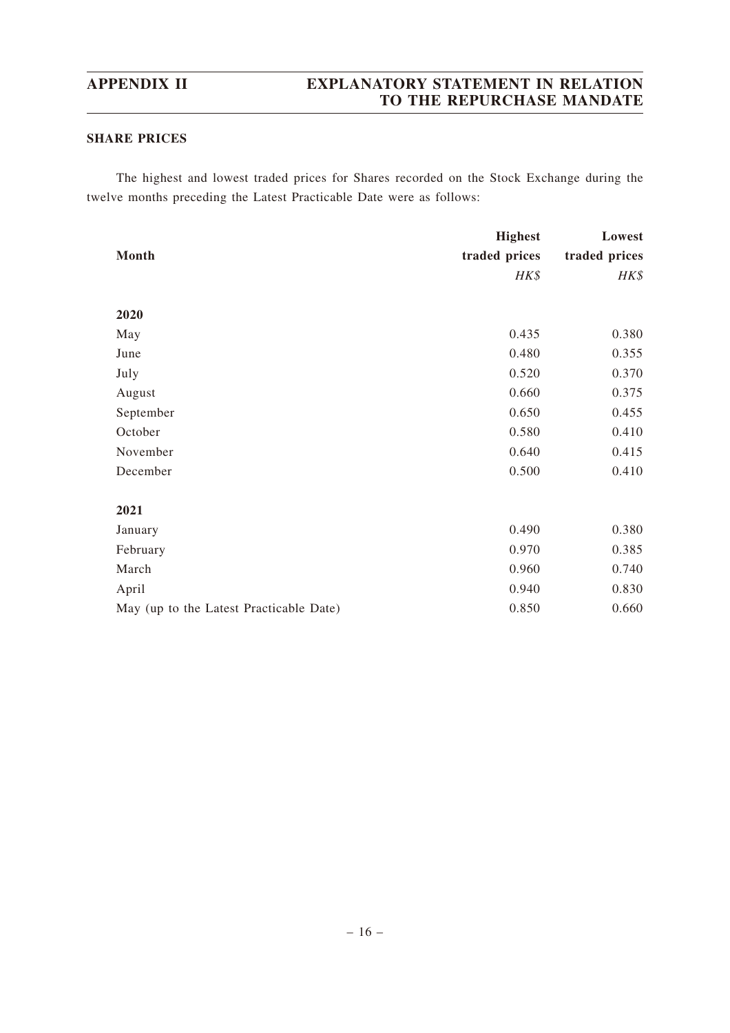## SHARE PRICES

The highest and lowest traded prices for Shares recorded on the Stock Exchange during the twelve months preceding the Latest Practicable Date were as follows:

| Month | Highest traded prices | Lowest traded prices |
|---|---|---|
| | *HK$* | *HK$* |
| **2020** | | |
| May | 0.435 | 0.380 |
| June | 0.480 | 0.355 |
| July | 0.520 | 0.370 |
| August | 0.660 | 0.375 |
| September | 0.650 | 0.455 |
| October | 0.580 | 0.410 |
| November | 0.640 | 0.415 |
| December | 0.500 | 0.410 |
| **2021** | | |
| January | 0.490 | 0.380 |
| February | 0.970 | 0.385 |
| March | 0.960 | 0.740 |
| April | 0.940 | 0.830 |
| May (up to the Latest Practicable Date) | 0.850 | 0.660 |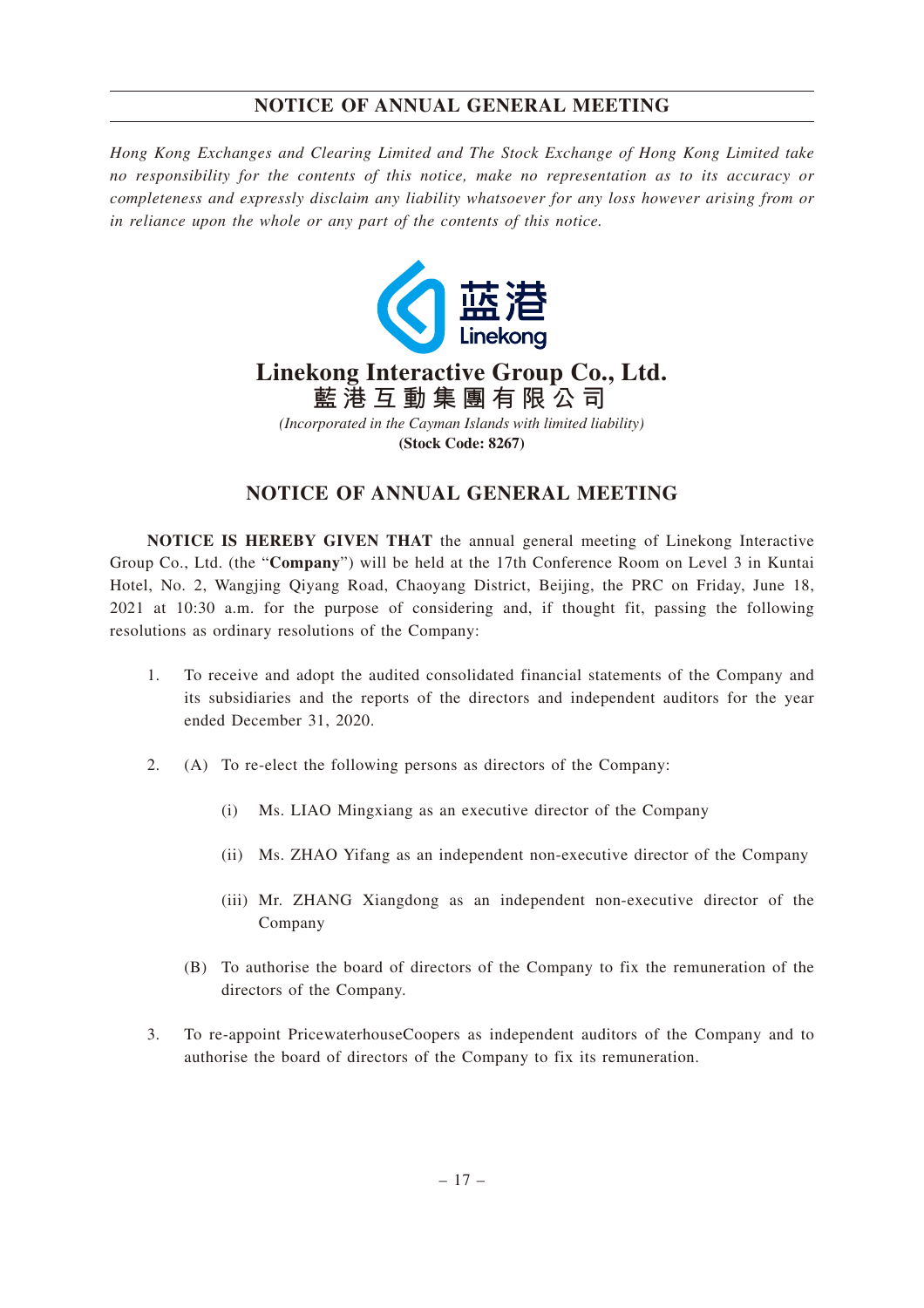# NOTICE OF ANNUAL GENERAL MEETING

*Hong Kong Exchanges and Clearing Limited and The Stock Exchange of Hong Kong Limited take no responsibility for the contents of this notice, make no representation as to its accuracy or completeness and expressly disclaim any liability whatsoever for any loss however arising from or in reliance upon the whole or any part of the contents of this notice.*

**Linekong Interactive Group Co., Ltd.**
**藍港互動集團有限公司**
*(Incorporated in the Cayman Islands with limited liability)*
**(Stock Code: 8267)**

## NOTICE OF ANNUAL GENERAL MEETING

**NOTICE IS HEREBY GIVEN THAT** the annual general meeting of Linekong Interactive Group Co., Ltd. (the "**Company**") will be held at the 17th Conference Room on Level 3 in Kuntai Hotel, No. 2, Wangjing Qiyang Road, Chaoyang District, Beijing, the PRC on Friday, June 18, 2021 at 10:30 a.m. for the purpose of considering and, if thought fit, passing the following resolutions as ordinary resolutions of the Company:

1. To receive and adopt the audited consolidated financial statements of the Company and its subsidiaries and the reports of the directors and independent auditors for the year ended December 31, 2020.

2. (A) To re-elect the following persons as directors of the Company:

   (i) Ms. LIAO Mingxiang as an executive director of the Company

   (ii) Ms. ZHAO Yifang as an independent non-executive director of the Company

   (iii) Mr. ZHANG Xiangdong as an independent non-executive director of the Company

   (B) To authorise the board of directors of the Company to fix the remuneration of the directors of the Company.

3. To re-appoint PricewaterhouseCoopers as independent auditors of the Company and to authorise the board of directors of the Company to fix its remuneration.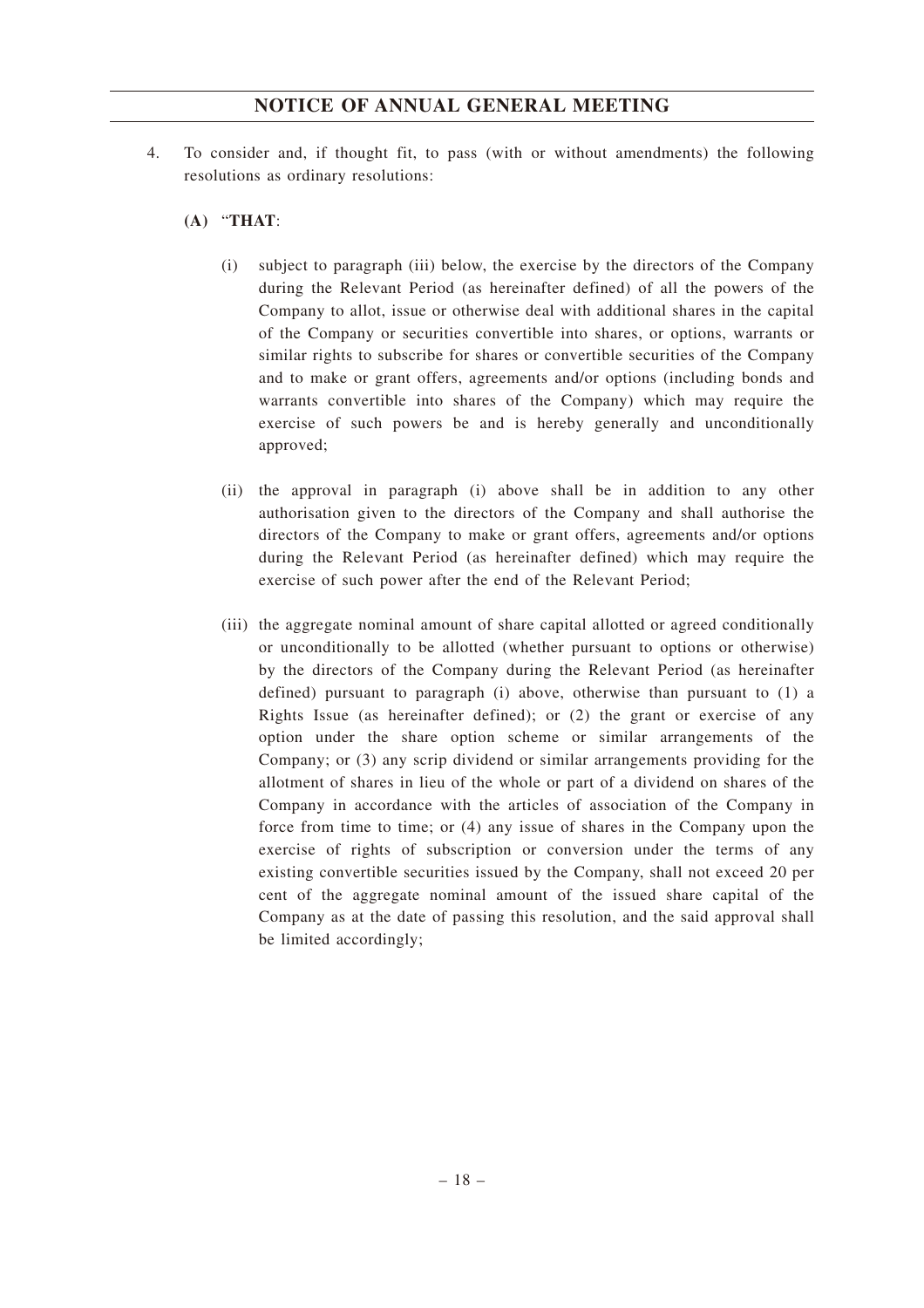## NOTICE OF ANNUAL GENERAL MEETING

4. To consider and, if thought fit, to pass (with or without amendments) the following resolutions as ordinary resolutions:

   **(A)** "**THAT**:

   (i) subject to paragraph (iii) below, the exercise by the directors of the Company during the Relevant Period (as hereinafter defined) of all the powers of the Company to allot, issue or otherwise deal with additional shares in the capital of the Company or securities convertible into shares, or options, warrants or similar rights to subscribe for shares or convertible securities of the Company and to make or grant offers, agreements and/or options (including bonds and warrants convertible into shares of the Company) which may require the exercise of such powers be and is hereby generally and unconditionally approved;

   (ii) the approval in paragraph (i) above shall be in addition to any other authorisation given to the directors of the Company and shall authorise the directors of the Company to make or grant offers, agreements and/or options during the Relevant Period (as hereinafter defined) which may require the exercise of such power after the end of the Relevant Period;

   (iii) the aggregate nominal amount of share capital allotted or agreed conditionally or unconditionally to be allotted (whether pursuant to options or otherwise) by the directors of the Company during the Relevant Period (as hereinafter defined) pursuant to paragraph (i) above, otherwise than pursuant to (1) a Rights Issue (as hereinafter defined); or (2) the grant or exercise of any option under the share option scheme or similar arrangements of the Company; or (3) any scrip dividend or similar arrangements providing for the allotment of shares in lieu of the whole or part of a dividend on shares of the Company in accordance with the articles of association of the Company in force from time to time; or (4) any issue of shares in the Company upon the exercise of rights of subscription or conversion under the terms of any existing convertible securities issued by the Company, shall not exceed 20 per cent of the aggregate nominal amount of the issued share capital of the Company as at the date of passing this resolution, and the said approval shall be limited accordingly;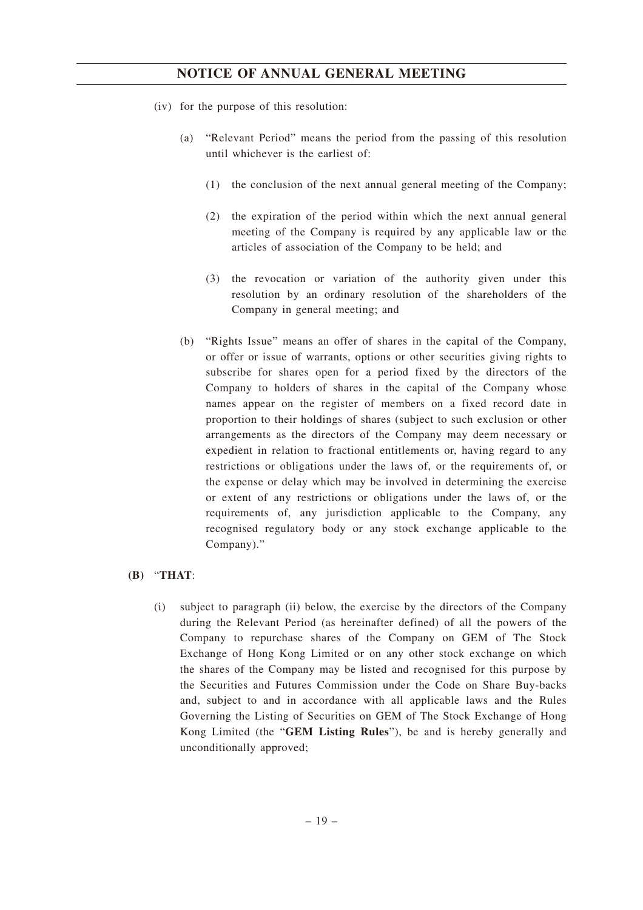(iv) for the purpose of this resolution:

(a) "Relevant Period" means the period from the passing of this resolution until whichever is the earliest of:

(1) the conclusion of the next annual general meeting of the Company;

(2) the expiration of the period within which the next annual general meeting of the Company is required by any applicable law or the articles of association of the Company to be held; and

(3) the revocation or variation of the authority given under this resolution by an ordinary resolution of the shareholders of the Company in general meeting; and

(b) "Rights Issue" means an offer of shares in the capital of the Company, or offer or issue of warrants, options or other securities giving rights to subscribe for shares open for a period fixed by the directors of the Company to holders of shares in the capital of the Company whose names appear on the register of members on a fixed record date in proportion to their holdings of shares (subject to such exclusion or other arrangements as the directors of the Company may deem necessary or expedient in relation to fractional entitlements or, having regard to any restrictions or obligations under the laws of, or the requirements of, or the expense or delay which may be involved in determining the exercise or extent of any restrictions or obligations under the laws of, or the requirements of, any jurisdiction applicable to the Company, any recognised regulatory body or any stock exchange applicable to the Company)."

**(B)** "**THAT**:

(i) subject to paragraph (ii) below, the exercise by the directors of the Company during the Relevant Period (as hereinafter defined) of all the powers of the Company to repurchase shares of the Company on GEM of The Stock Exchange of Hong Kong Limited or on any other stock exchange on which the shares of the Company may be listed and recognised for this purpose by the Securities and Futures Commission under the Code on Share Buy-backs and, subject to and in accordance with all applicable laws and the Rules Governing the Listing of Securities on GEM of The Stock Exchange of Hong Kong Limited (the "**GEM Listing Rules**"), be and is hereby generally and unconditionally approved;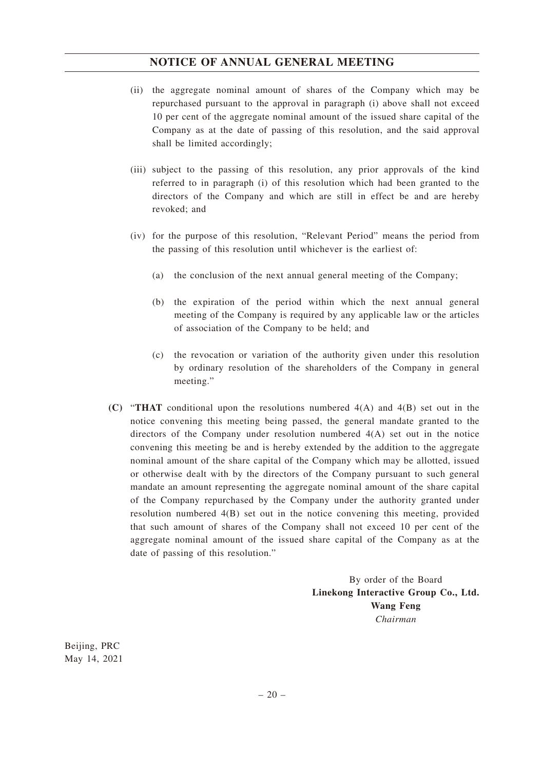(ii) the aggregate nominal amount of shares of the Company which may be repurchased pursuant to the approval in paragraph (i) above shall not exceed 10 per cent of the aggregate nominal amount of the issued share capital of the Company as at the date of passing of this resolution, and the said approval shall be limited accordingly;

(iii) subject to the passing of this resolution, any prior approvals of the kind referred to in paragraph (i) of this resolution which had been granted to the directors of the Company and which are still in effect be and are hereby revoked; and

(iv) for the purpose of this resolution, "Relevant Period" means the period from the passing of this resolution until whichever is the earliest of:

(a) the conclusion of the next annual general meeting of the Company;

(b) the expiration of the period within which the next annual general meeting of the Company is required by any applicable law or the articles of association of the Company to be held; and

(c) the revocation or variation of the authority given under this resolution by ordinary resolution of the shareholders of the Company in general meeting."

**(C)** "**THAT** conditional upon the resolutions numbered 4(A) and 4(B) set out in the notice convening this meeting being passed, the general mandate granted to the directors of the Company under resolution numbered 4(A) set out in the notice convening this meeting be and is hereby extended by the addition to the aggregate nominal amount of the share capital of the Company which may be allotted, issued or otherwise dealt with by the directors of the Company pursuant to such general mandate an amount representing the aggregate nominal amount of the share capital of the Company repurchased by the Company under the authority granted under resolution numbered 4(B) set out in the notice convening this meeting, provided that such amount of shares of the Company shall not exceed 10 per cent of the aggregate nominal amount of the issued share capital of the Company as at the date of passing of this resolution."

By order of the Board
**Linekong Interactive Group Co., Ltd.**
**Wang Feng**
*Chairman*

Beijing, PRC
May 14, 2021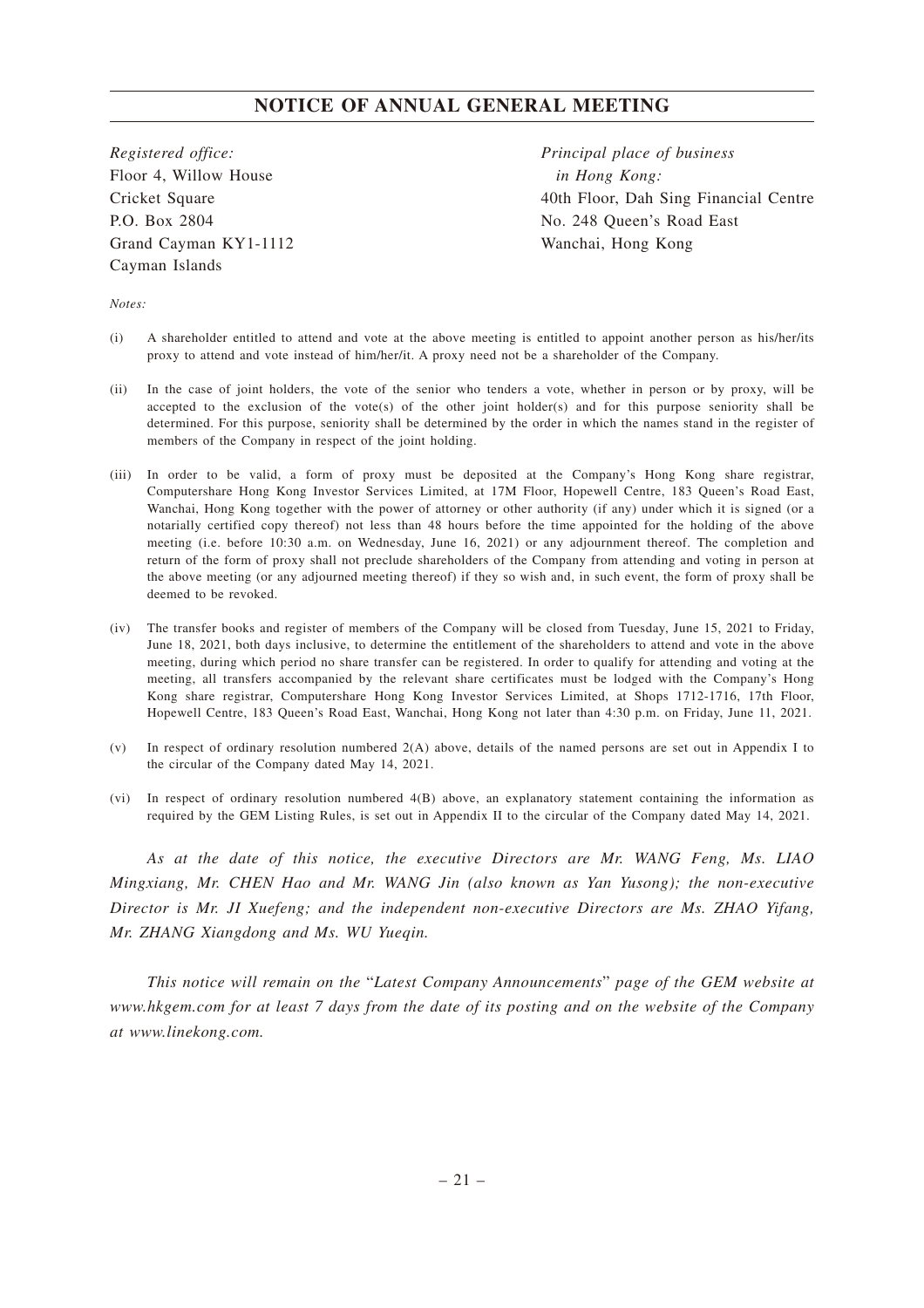# NOTICE OF ANNUAL GENERAL MEETING

*Registered office:*
Floor 4, Willow House
Cricket Square
P.O. Box 2804
Grand Cayman KY1-1112
Cayman Islands

*Principal place of business in Hong Kong:*
40th Floor, Dah Sing Financial Centre
No. 248 Queen's Road East
Wanchai, Hong Kong

*Notes:*

(i) A shareholder entitled to attend and vote at the above meeting is entitled to appoint another person as his/her/its proxy to attend and vote instead of him/her/it. A proxy need not be a shareholder of the Company.

(ii) In the case of joint holders, the vote of the senior who tenders a vote, whether in person or by proxy, will be accepted to the exclusion of the vote(s) of the other joint holder(s) and for this purpose seniority shall be determined. For this purpose, seniority shall be determined by the order in which the names stand in the register of members of the Company in respect of the joint holding.

(iii) In order to be valid, a form of proxy must be deposited at the Company's Hong Kong share registrar, Computershare Hong Kong Investor Services Limited, at 17M Floor, Hopewell Centre, 183 Queen's Road East, Wanchai, Hong Kong together with the power of attorney or other authority (if any) under which it is signed (or a notarially certified copy thereof) not less than 48 hours before the time appointed for the holding of the above meeting (i.e. before 10:30 a.m. on Wednesday, June 16, 2021) or any adjournment thereof. The completion and return of the form of proxy shall not preclude shareholders of the Company from attending and voting in person at the above meeting (or any adjourned meeting thereof) if they so wish and, in such event, the form of proxy shall be deemed to be revoked.

(iv) The transfer books and register of members of the Company will be closed from Tuesday, June 15, 2021 to Friday, June 18, 2021, both days inclusive, to determine the entitlement of the shareholders to attend and vote in the above meeting, during which period no share transfer can be registered. In order to qualify for attending and voting at the meeting, all transfers accompanied by the relevant share certificates must be lodged with the Company's Hong Kong share registrar, Computershare Hong Kong Investor Services Limited, at Shops 1712-1716, 17th Floor, Hopewell Centre, 183 Queen's Road East, Wanchai, Hong Kong not later than 4:30 p.m. on Friday, June 11, 2021.

(v) In respect of ordinary resolution numbered 2(A) above, details of the named persons are set out in Appendix I to the circular of the Company dated May 14, 2021.

(vi) In respect of ordinary resolution numbered 4(B) above, an explanatory statement containing the information as required by the GEM Listing Rules, is set out in Appendix II to the circular of the Company dated May 14, 2021.

*As at the date of this notice, the executive Directors are Mr. WANG Feng, Ms. LIAO Mingxiang, Mr. CHEN Hao and Mr. WANG Jin (also known as Yan Yusong); the non-executive Director is Mr. JI Xuefeng; and the independent non-executive Directors are Ms. ZHAO Yifang, Mr. ZHANG Xiangdong and Ms. WU Yueqin.*

*This notice will remain on the "Latest Company Announcements" page of the GEM website at www.hkgem.com for at least 7 days from the date of its posting and on the website of the Company at www.linekong.com.*